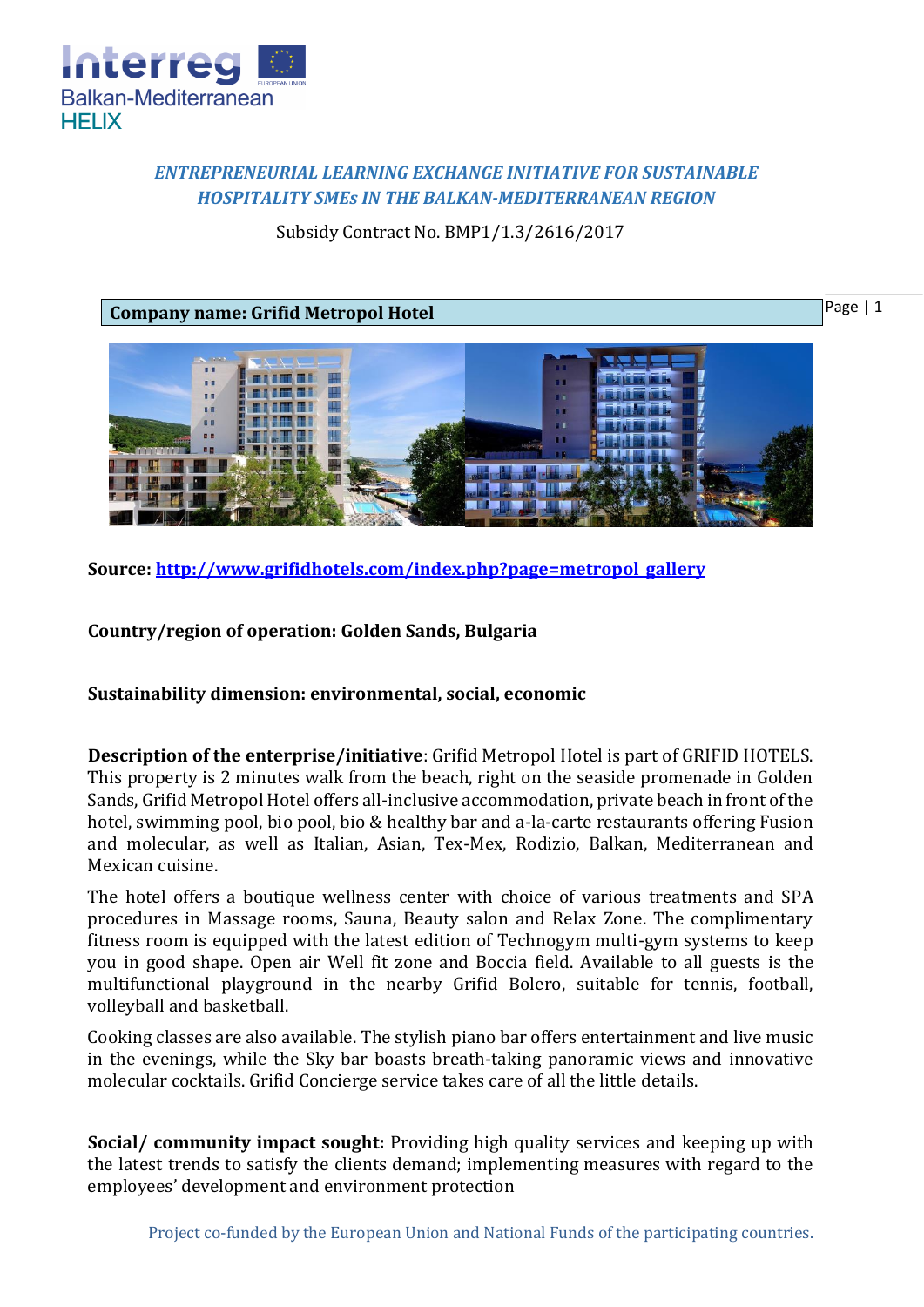*ENTREPRENEURIAL LEARNING EXCHANGE INITIATIVE FOR SUSTAINABLE HOSPITALITY SMEs IN THE BALKAN-MEDITERRANEAN REGION*

Subsidy Contract No. BMP1/1.3/2616/2017

**Company name: Grifid Metropol Hotel**

**Source:** [http://www.grifidhotels.com/index.php?page=metropol_gallery](http://www.grifidhotels.com/index.php?page=metropol_gallery)

**Country/region of operation: Golden Sands, Bulgaria**

**Sustainability dimension: environmental, social, economic**

**Description of the enterprise/initiative**: Grifid Metropol Hotel is part of GRIFID HOTELS. This property is 2 minutes walk from the beach, right on the seaside promenade in Golden Sands, Grifid Metropol Hotel offers all-inclusive accommodation, private beach in front of the hotel, swimming pool, bio pool, bio & healthy bar and a-la-carte restaurants offering Fusion and molecular, as well as Italian, Asian, Tex-Mex, Rodizio, Balkan, Mediterranean and Mexican cuisine.

The hotel offers a boutique wellness center with choice of various treatments and SPA procedures in Massage rooms, Sauna, Beauty salon and Relax Zone. The complimentary fitness room is equipped with the latest edition of Technogym multi-gym systems to keep you in good shape. Open air Well fit zone and Boccia field. Available to all guests is the multifunctional playground in the nearby Grifid Bolero, suitable for tennis, football, volleyball and basketball.

Cooking classes are also available. The stylish piano bar offers entertainment and live music in the evenings, while the Sky bar boasts breath-taking panoramic views and innovative molecular cocktails. Grifid Concierge service takes care of all the little details.

**Social/ community impact sought:** Providing high quality services and keeping up with the latest trends to satisfy the clients demand; implementing measures with regard to the employees' development and environment protection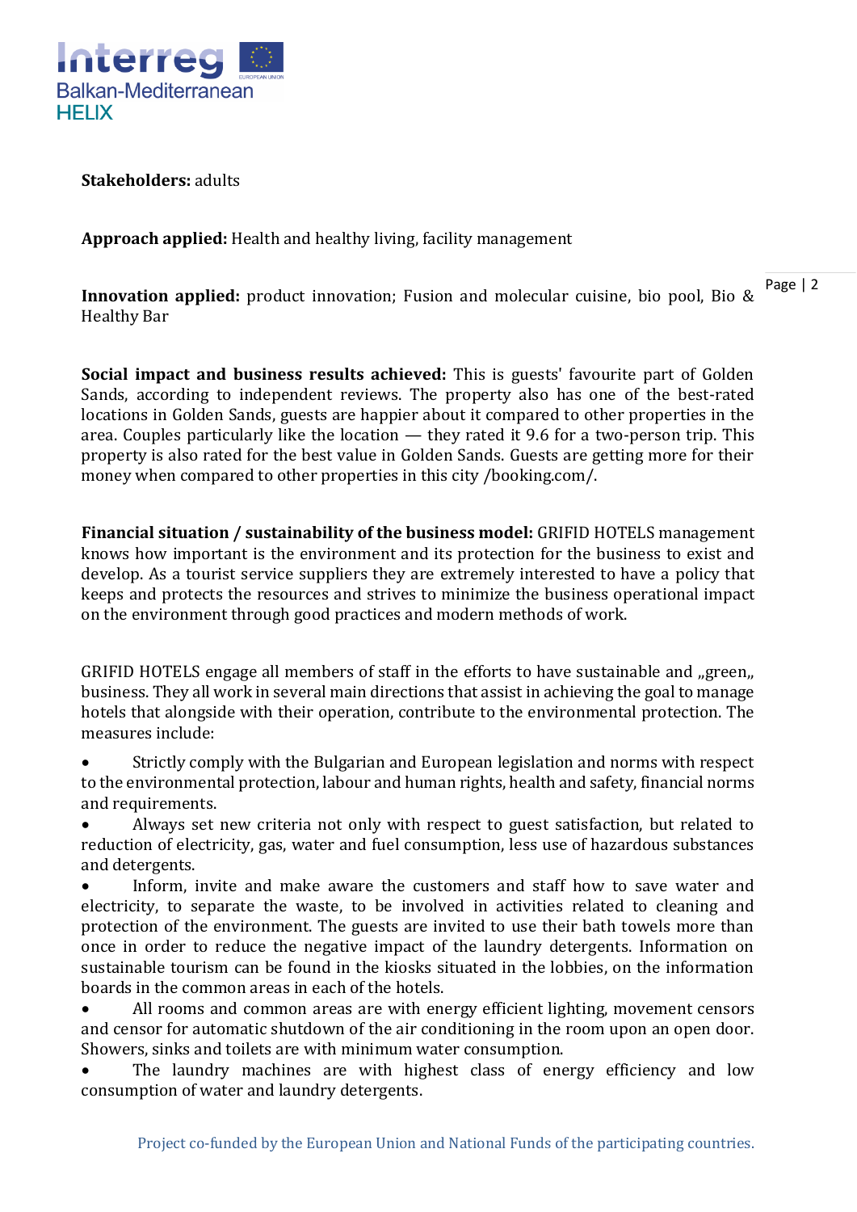**Stakeholders:** adults

**Approach applied:** Health and healthy living, facility management

**Innovation applied:** product innovation; Fusion and molecular cuisine, bio pool, Bio & Healthy Bar

**Social impact and business results achieved:** This is guests' favourite part of Golden Sands, according to independent reviews. The property also has one of the best-rated locations in Golden Sands, guests are happier about it compared to other properties in the area. Couples particularly like the location — they rated it 9.6 for a two-person trip. This property is also rated for the best value in Golden Sands. Guests are getting more for their money when compared to other properties in this city /booking.com/.

**Financial situation / sustainability of the business model:** GRIFID HOTELS management knows how important is the environment and its protection for the business to exist and develop. As a tourist service suppliers they are extremely interested to have a policy that keeps and protects the resources and strives to minimize the business operational impact on the environment through good practices and modern methods of work.

GRIFID HOTELS engage all members of staff in the efforts to have sustainable and „green„ business. They all work in several main directions that assist in achieving the goal to manage hotels that alongside with their operation, contribute to the environmental protection. The measures include:

- Strictly comply with the Bulgarian and European legislation and norms with respect to the environmental protection, labour and human rights, health and safety, financial norms and requirements.
- Always set new criteria not only with respect to guest satisfaction, but related to reduction of electricity, gas, water and fuel consumption, less use of hazardous substances and detergents.
- Inform, invite and make aware the customers and staff how to save water and electricity, to separate the waste, to be involved in activities related to cleaning and protection of the environment. The guests are invited to use their bath towels more than once in order to reduce the negative impact of the laundry detergents. Information on sustainable tourism can be found in the kiosks situated in the lobbies, on the information boards in the common areas in each of the hotels.
- All rooms and common areas are with energy efficient lighting, movement censors and censor for automatic shutdown of the air conditioning in the room upon an open door. Showers, sinks and toilets are with minimum water consumption.
- The laundry machines are with highest class of energy efficiency and low consumption of water and laundry detergents.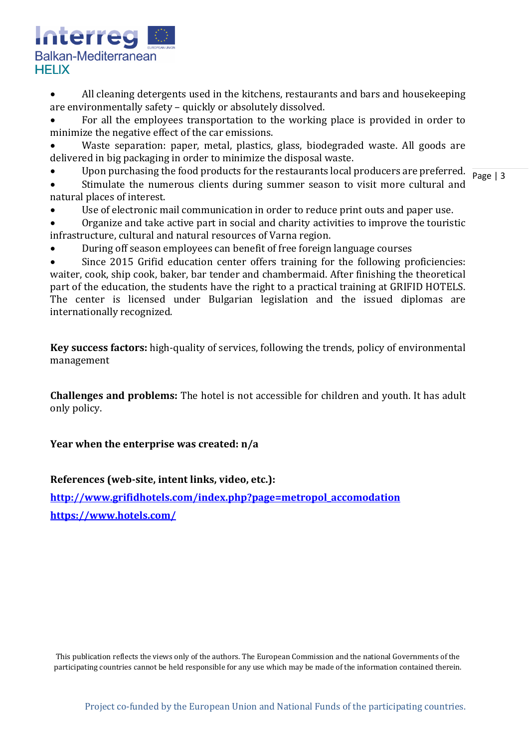- All cleaning detergents used in the kitchens, restaurants and bars and housekeeping are environmentally safety – quickly or absolutely dissolved.
- For all the employees transportation to the working place is provided in order to minimize the negative effect of the car emissions.
- Waste separation: paper, metal, plastics, glass, biodegraded waste. All goods are delivered in big packaging in order to minimize the disposal waste.
- Upon purchasing the food products for the restaurants local producers are preferred.
- Stimulate the numerous clients during summer season to visit more cultural and natural places of interest.
- Use of electronic mail communication in order to reduce print outs and paper use.
- Organize and take active part in social and charity activities to improve the touristic infrastructure, cultural and natural resources of Varna region.
- During off season employees can benefit of free foreign language courses
- Since 2015 Grifid education center offers training for the following proficiencies: waiter, cook, ship cook, baker, bar tender and chambermaid. After finishing the theoretical part of the education, the students have the right to a practical training at GRIFID HOTELS. The center is licensed under Bulgarian legislation and the issued diplomas are internationally recognized.

**Key success factors:** high-quality of services, following the trends, policy of environmental management

**Challenges and problems:** The hotel is not accessible for children and youth. It has adult only policy.

**Year when the enterprise was created: n/a**

**References (web-site, intent links, video, etc.):**

**[http://www.grifidhotels.com/index.php?page=metropol_accomodation](http://www.grifidhotels.com/index.php?page=metropol_accomodation)**

**[https://www.hotels.com/](https://www.hotels.com/)**

This publication reflects the views only of the authors. The European Commission and the national Governments of the participating countries cannot be held responsible for any use which may be made of the information contained therein.

Project co-funded by the European Union and National Funds of the participating countries.